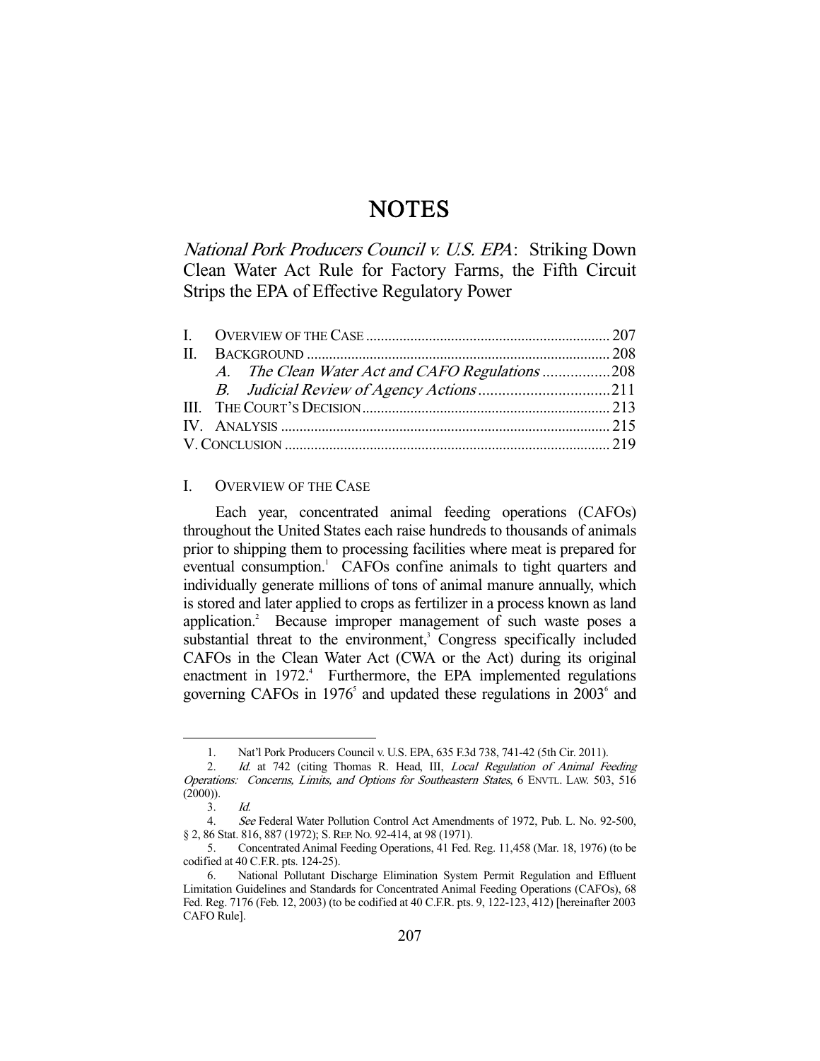# NOTES

## *National Pork Producers Council v. U.S. EPA*: Striking Down Clean Water Act Rule for Factory Farms, the Fifth Circuit Strips the EPA of Effective Regulatory Power

| | |
|---|---|
| I. OVERVIEW OF THE CASE | 207 |
| II. BACKGROUND | 208 |
| *A. The Clean Water Act and CAFO Regulations* | 208 |
| *B. Judicial Review of Agency Actions* | 211 |
| III. THE COURT'S DECISION | 213 |
| IV. ANALYSIS | 215 |
| V. CONCLUSION | 219 |

### I. OVERVIEW OF THE CASE

Each year, concentrated animal feeding operations (CAFOs) throughout the United States each raise hundreds to thousands of animals prior to shipping them to processing facilities where meat is prepared for eventual consumption.[1] CAFOs confine animals to tight quarters and individually generate millions of tons of animal manure annually, which is stored and later applied to crops as fertilizer in a process known as land application.[2] Because improper management of such waste poses a substantial threat to the environment,[3] Congress specifically included CAFOs in the Clean Water Act (CWA or the Act) during its original enactment in 1972.[4] Furthermore, the EPA implemented regulations governing CAFOs in 1976[5] and updated these regulations in 2003[6] and

---

1. Nat'l Pork Producers Council v. U.S. EPA, 635 F.3d 738, 741-42 (5th Cir. 2011).

2. *Id.* at 742 (citing Thomas R. Head, III, *Local Regulation of Animal Feeding Operations: Concerns, Limits, and Options for Southeastern States*, 6 ENVTL. LAW. 503, 516 (2000)).

3. *Id.*

4. *See* Federal Water Pollution Control Act Amendments of 1972, Pub. L. No. 92-500, § 2, 86 Stat. 816, 887 (1972); S. REP. NO. 92-414, at 98 (1971).

5. Concentrated Animal Feeding Operations, 41 Fed. Reg. 11,458 (Mar. 18, 1976) (to be codified at 40 C.F.R. pts. 124-25).

6. National Pollutant Discharge Elimination System Permit Regulation and Effluent Limitation Guidelines and Standards for Concentrated Animal Feeding Operations (CAFOs), 68 Fed. Reg. 7176 (Feb. 12, 2003) (to be codified at 40 C.F.R. pts. 9, 122-123, 412) [hereinafter 2003 CAFO Rule].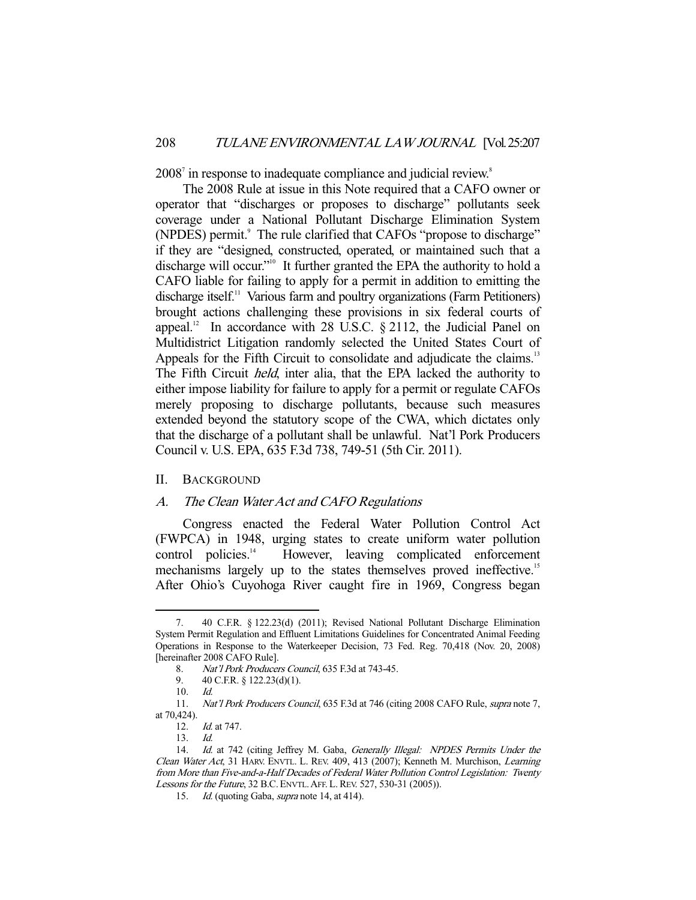2008[7] in response to inadequate compliance and judicial review.[8]

The 2008 Rule at issue in this Note required that a CAFO owner or operator that "discharges or proposes to discharge" pollutants seek coverage under a National Pollutant Discharge Elimination System (NPDES) permit.[9] The rule clarified that CAFOs "propose to discharge" if they are "designed, constructed, operated, or maintained such that a discharge will occur."[10] It further granted the EPA the authority to hold a CAFO liable for failing to apply for a permit in addition to emitting the discharge itself.[11] Various farm and poultry organizations (Farm Petitioners) brought actions challenging these provisions in six federal courts of appeal.[12] In accordance with 28 U.S.C. § 2112, the Judicial Panel on Multidistrict Litigation randomly selected the United States Court of Appeals for the Fifth Circuit to consolidate and adjudicate the claims.[13] The Fifth Circuit *held*, inter alia, that the EPA lacked the authority to either impose liability for failure to apply for a permit or regulate CAFOs merely proposing to discharge pollutants, because such measures extended beyond the statutory scope of the CWA, which dictates only that the discharge of a pollutant shall be unlawful. Nat'l Pork Producers Council v. U.S. EPA, 635 F.3d 738, 749-51 (5th Cir. 2011).

## II. Background

### A. *The Clean Water Act and CAFO Regulations*

Congress enacted the Federal Water Pollution Control Act (FWPCA) in 1948, urging states to create uniform water pollution control policies.[14] However, leaving complicated enforcement mechanisms largely up to the states themselves proved ineffective.[15] After Ohio's Cuyohoga River caught fire in 1969, Congress began

---

7. 40 C.F.R. § 122.23(d) (2011); Revised National Pollutant Discharge Elimination System Permit Regulation and Effluent Limitations Guidelines for Concentrated Animal Feeding Operations in Response to the Waterkeeper Decision, 73 Fed. Reg. 70,418 (Nov. 20, 2008) [hereinafter 2008 CAFO Rule].

8. *Nat'l Pork Producers Council*, 635 F.3d at 743-45.

9. 40 C.F.R. § 122.23(d)(1).

10. *Id.*

11. *Nat'l Pork Producers Council*, 635 F.3d at 746 (citing 2008 CAFO Rule, *supra* note 7, at 70,424).

12. *Id.* at 747.

13. *Id.*

14. *Id.* at 742 (citing Jeffrey M. Gaba, *Generally Illegal: NPDES Permits Under the Clean Water Act*, 31 Harv. Envtl. L. Rev. 409, 413 (2007); Kenneth M. Murchison, *Learning from More than Five-and-a-Half Decades of Federal Water Pollution Control Legislation: Twenty Lessons for the Future*, 32 B.C. Envtl. Aff. L. Rev. 527, 530-31 (2005)).

15. *Id.* (quoting Gaba, *supra* note 14, at 414).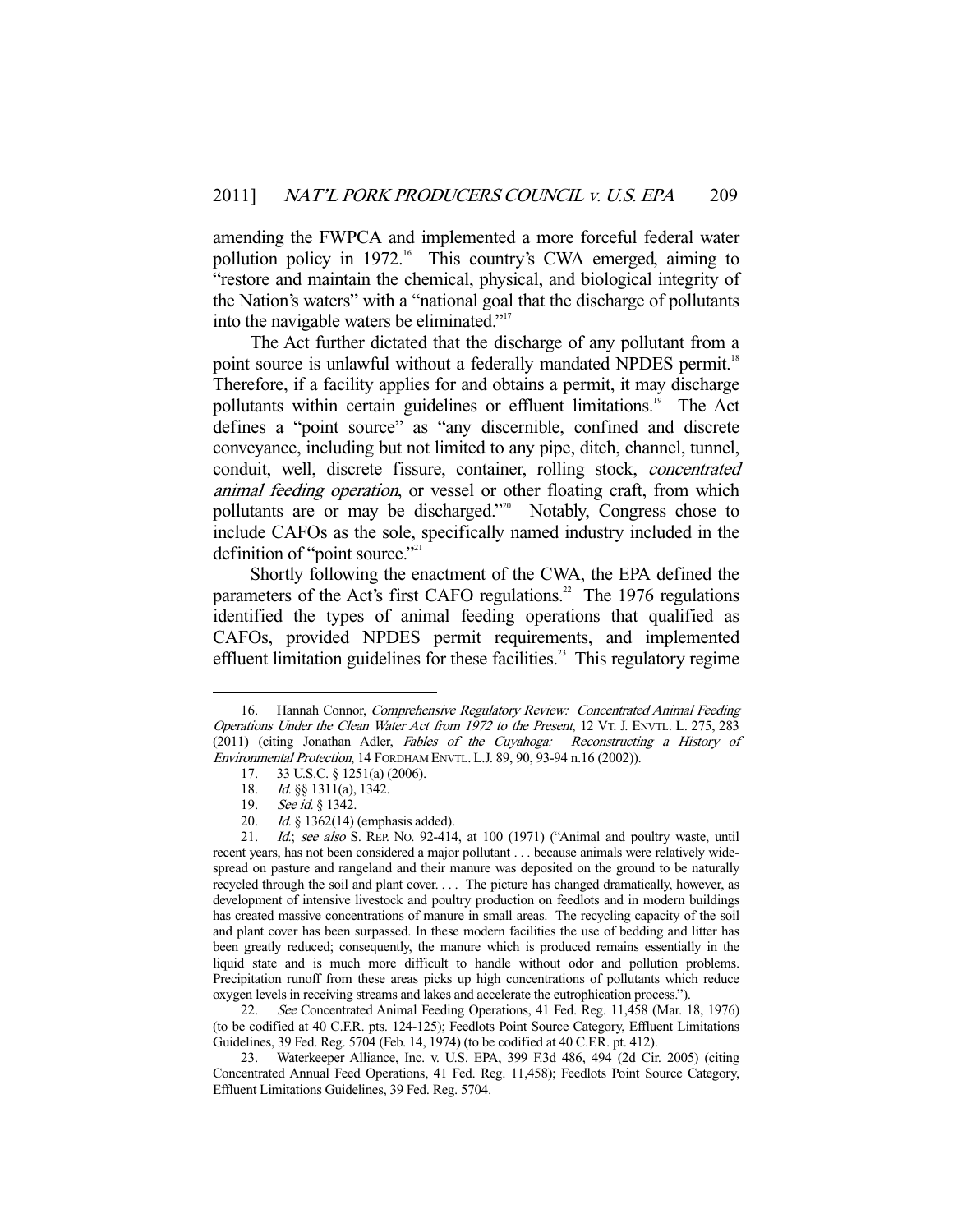amending the FWPCA and implemented a more forceful federal water pollution policy in 1972.[16] This country's CWA emerged, aiming to "restore and maintain the chemical, physical, and biological integrity of the Nation's waters" with a "national goal that the discharge of pollutants into the navigable waters be eliminated."[17]

The Act further dictated that the discharge of any pollutant from a point source is unlawful without a federally mandated NPDES permit.[18] Therefore, if a facility applies for and obtains a permit, it may discharge pollutants within certain guidelines or effluent limitations.[19] The Act defines a "point source" as "any discernible, confined and discrete conveyance, including but not limited to any pipe, ditch, channel, tunnel, conduit, well, discrete fissure, container, rolling stock, *concentrated animal feeding operation*, or vessel or other floating craft, from which pollutants are or may be discharged."[20] Notably, Congress chose to include CAFOs as the sole, specifically named industry included in the definition of "point source."[21]

Shortly following the enactment of the CWA, the EPA defined the parameters of the Act's first CAFO regulations.[22] The 1976 regulations identified the types of animal feeding operations that qualified as CAFOs, provided NPDES permit requirements, and implemented effluent limitation guidelines for these facilities.[23] This regulatory regime

---

16. Hannah Connor, *Comprehensive Regulatory Review: Concentrated Animal Feeding Operations Under the Clean Water Act from 1972 to the Present*, 12 VT. J. ENVTL. L. 275, 283 (2011) (citing Jonathan Adler, *Fables of the Cuyahoga: Reconstructing a History of Environmental Protection*, 14 FORDHAM ENVTL. L.J. 89, 90, 93-94 n.16 (2002)).

17. 33 U.S.C. § 1251(a) (2006).

18. *Id.* §§ 1311(a), 1342.

19. *See id.* § 1342.

20. *Id.* § 1362(14) (emphasis added).

21. *Id.*; *see also* S. REP. NO. 92-414, at 100 (1971) ("Animal and poultry waste, until recent years, has not been considered a major pollutant . . . because animals were relatively widespread on pasture and rangeland and their manure was deposited on the ground to be naturally recycled through the soil and plant cover. . . . The picture has changed dramatically, however, as development of intensive livestock and poultry production on feedlots and in modern buildings has created massive concentrations of manure in small areas. The recycling capacity of the soil and plant cover has been surpassed. In these modern facilities the use of bedding and litter has been greatly reduced; consequently, the manure which is produced remains essentially in the liquid state and is much more difficult to handle without odor and pollution problems. Precipitation runoff from these areas picks up high concentrations of pollutants which reduce oxygen levels in receiving streams and lakes and accelerate the eutrophication process.").

22. *See* Concentrated Animal Feeding Operations, 41 Fed. Reg. 11,458 (Mar. 18, 1976) (to be codified at 40 C.F.R. pts. 124-125); Feedlots Point Source Category, Effluent Limitations Guidelines, 39 Fed. Reg. 5704 (Feb. 14, 1974) (to be codified at 40 C.F.R. pt. 412).

23. Waterkeeper Alliance, Inc. v. U.S. EPA, 399 F.3d 486, 494 (2d Cir. 2005) (citing Concentrated Annual Feed Operations, 41 Fed. Reg. 11,458); Feedlots Point Source Category, Effluent Limitations Guidelines, 39 Fed. Reg. 5704.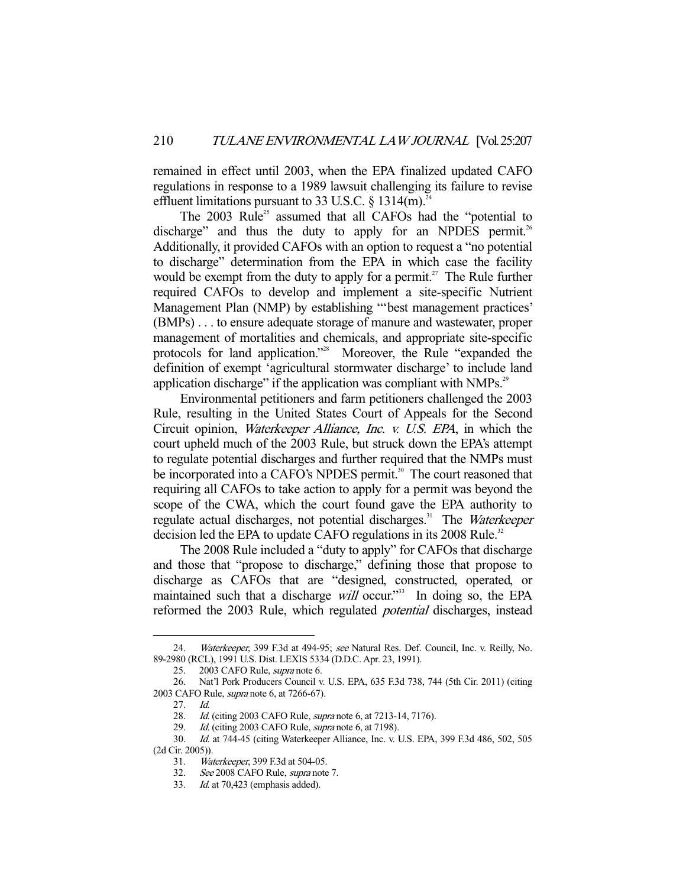remained in effect until 2003, when the EPA finalized updated CAFO regulations in response to a 1989 lawsuit challenging its failure to revise effluent limitations pursuant to 33 U.S.C. § 1314(m).[24]

The 2003 Rule[25] assumed that all CAFOs had the "potential to discharge" and thus the duty to apply for an NPDES permit.[26] Additionally, it provided CAFOs with an option to request a "no potential to discharge" determination from the EPA in which case the facility would be exempt from the duty to apply for a permit.[27] The Rule further required CAFOs to develop and implement a site-specific Nutrient Management Plan (NMP) by establishing "'best management practices' (BMPs) . . . to ensure adequate storage of manure and wastewater, proper management of mortalities and chemicals, and appropriate site-specific protocols for land application."[28] Moreover, the Rule "expanded the definition of exempt 'agricultural stormwater discharge' to include land application discharge" if the application was compliant with NMPs.[29]

Environmental petitioners and farm petitioners challenged the 2003 Rule, resulting in the United States Court of Appeals for the Second Circuit opinion, *Waterkeeper Alliance, Inc. v. U.S. EPA*, in which the court upheld much of the 2003 Rule, but struck down the EPA's attempt to regulate potential discharges and further required that the NMPs must be incorporated into a CAFO's NPDES permit.[30] The court reasoned that requiring all CAFOs to take action to apply for a permit was beyond the scope of the CWA, which the court found gave the EPA authority to regulate actual discharges, not potential discharges.[31] The *Waterkeeper* decision led the EPA to update CAFO regulations in its 2008 Rule.[32]

The 2008 Rule included a "duty to apply" for CAFOs that discharge and those that "propose to discharge," defining those that propose to discharge as CAFOs that are "designed, constructed, operated, or maintained such that a discharge *will* occur."[33] In doing so, the EPA reformed the 2003 Rule, which regulated *potential* discharges, instead

---

24. *Waterkeeper*, 399 F.3d at 494-95; *see* Natural Res. Def. Council, Inc. v. Reilly, No. 89-2980 (RCL), 1991 U.S. Dist. LEXIS 5334 (D.D.C. Apr. 23, 1991).

25. 2003 CAFO Rule, *supra* note 6.

26. Nat'l Pork Producers Council v. U.S. EPA, 635 F.3d 738, 744 (5th Cir. 2011) (citing 2003 CAFO Rule, *supra* note 6, at 7266-67).

27. *Id.*

28. *Id.* (citing 2003 CAFO Rule, *supra* note 6, at 7213-14, 7176).

29. *Id.* (citing 2003 CAFO Rule, *supra* note 6, at 7198).

30. *Id.* at 744-45 (citing Waterkeeper Alliance, Inc. v. U.S. EPA, 399 F.3d 486, 502, 505 (2d Cir. 2005)).

31. *Waterkeeper*, 399 F.3d at 504-05.

32. *See* 2008 CAFO Rule, *supra* note 7.

33. *Id.* at 70,423 (emphasis added).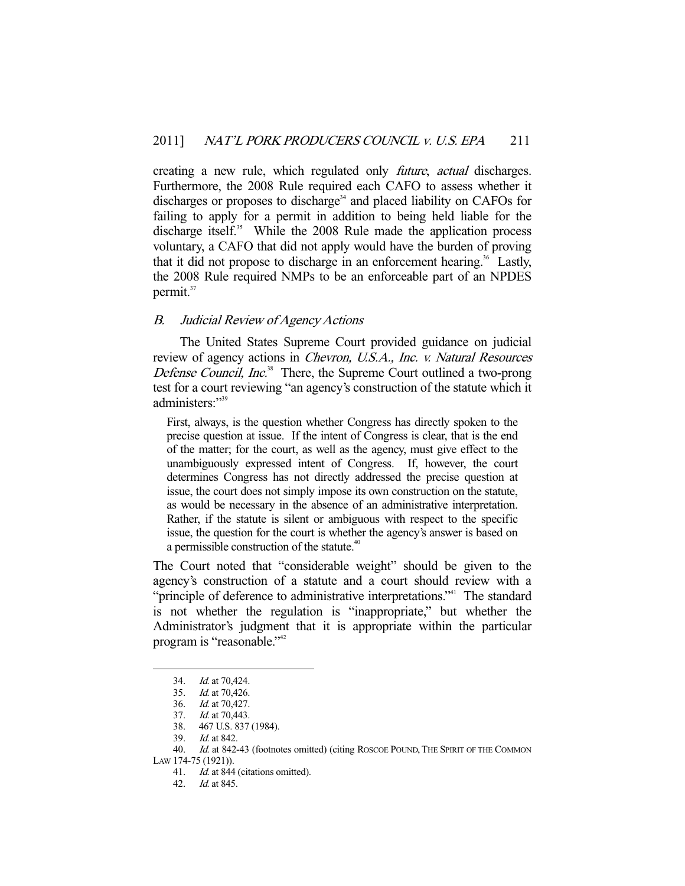creating a new rule, which regulated only *future*, *actual* discharges. Furthermore, the 2008 Rule required each CAFO to assess whether it discharges or proposes to discharge[34] and placed liability on CAFOs for failing to apply for a permit in addition to being held liable for the discharge itself.[35] While the 2008 Rule made the application process voluntary, a CAFO that did not apply would have the burden of proving that it did not propose to discharge in an enforcement hearing.[36] Lastly, the 2008 Rule required NMPs to be an enforceable part of an NPDES permit.[37]

### *B. Judicial Review of Agency Actions*

The United States Supreme Court provided guidance on judicial review of agency actions in *Chevron, U.S.A., Inc. v. Natural Resources Defense Council, Inc.*[38] There, the Supreme Court outlined a two-prong test for a court reviewing "an agency's construction of the statute which it administers:"[39]

> First, always, is the question whether Congress has directly spoken to the precise question at issue. If the intent of Congress is clear, that is the end of the matter; for the court, as well as the agency, must give effect to the unambiguously expressed intent of Congress. If, however, the court determines Congress has not directly addressed the precise question at issue, the court does not simply impose its own construction on the statute, as would be necessary in the absence of an administrative interpretation. Rather, if the statute is silent or ambiguous with respect to the specific issue, the question for the court is whether the agency's answer is based on a permissible construction of the statute.[40]

The Court noted that "considerable weight" should be given to the agency's construction of a statute and a court should review with a "principle of deference to administrative interpretations."[41] The standard is not whether the regulation is "inappropriate," but whether the Administrator's judgment that it is appropriate within the particular program is "reasonable."[42]

---

34. *Id.* at 70,424.
35. *Id.* at 70,426.
36. *Id.* at 70,427.
37. *Id.* at 70,443.
38. 467 U.S. 837 (1984).
39. *Id.* at 842.
40. *Id.* at 842-43 (footnotes omitted) (citing ROSCOE POUND, THE SPIRIT OF THE COMMON LAW 174-75 (1921)).
41. *Id.* at 844 (citations omitted).
42. *Id.* at 845.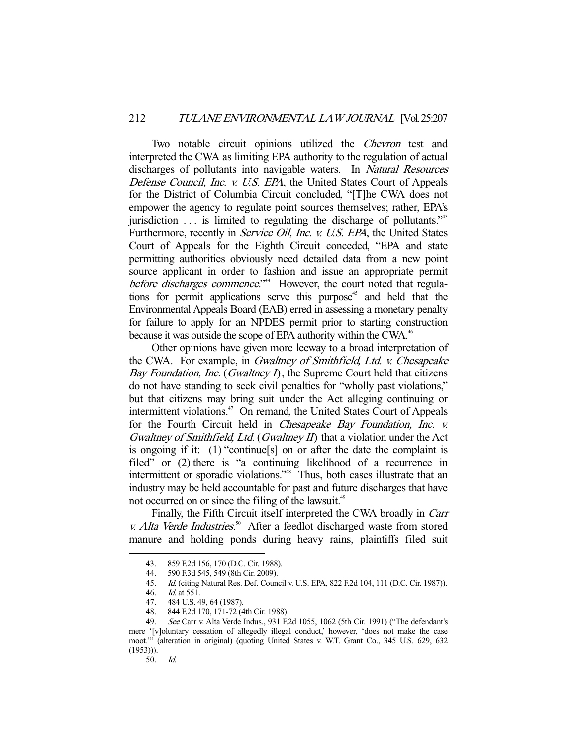Two notable circuit opinions utilized the *Chevron* test and interpreted the CWA as limiting EPA authority to the regulation of actual discharges of pollutants into navigable waters. In *Natural Resources Defense Council, Inc. v. U.S. EPA*, the United States Court of Appeals for the District of Columbia Circuit concluded, "[T]he CWA does not empower the agency to regulate point sources themselves; rather, EPA's jurisdiction . . . is limited to regulating the discharge of pollutants."[43] Furthermore, recently in *Service Oil, Inc. v. U.S. EPA*, the United States Court of Appeals for the Eighth Circuit conceded, "EPA and state permitting authorities obviously need detailed data from a new point source applicant in order to fashion and issue an appropriate permit *before discharges commence*."[44] However, the court noted that regulations for permit applications serve this purpose[45] and held that the Environmental Appeals Board (EAB) erred in assessing a monetary penalty for failure to apply for an NPDES permit prior to starting construction because it was outside the scope of EPA authority within the CWA.[46]

Other opinions have given more leeway to a broad interpretation of the CWA. For example, in *Gwaltney of Smithfield, Ltd. v. Chesapeake Bay Foundation, Inc.* (*Gwaltney I*), the Supreme Court held that citizens do not have standing to seek civil penalties for "wholly past violations," but that citizens may bring suit under the Act alleging continuing or intermittent violations.[47] On remand, the United States Court of Appeals for the Fourth Circuit held in *Chesapeake Bay Foundation, Inc. v. Gwaltney of Smithfield, Ltd.* (*Gwaltney II*) that a violation under the Act is ongoing if it: (1) "continue[s] on or after the date the complaint is filed" or (2) there is "a continuing likelihood of a recurrence in intermittent or sporadic violations."[48] Thus, both cases illustrate that an industry may be held accountable for past and future discharges that have not occurred on or since the filing of the lawsuit.[49]

Finally, the Fifth Circuit itself interpreted the CWA broadly in *Carr v. Alta Verde Industries*.[50] After a feedlot discharged waste from stored manure and holding ponds during heavy rains, plaintiffs filed suit

---

43. 859 F.2d 156, 170 (D.C. Cir. 1988).

44. 590 F.3d 545, 549 (8th Cir. 2009).

45. *Id.* (citing Natural Res. Def. Council v. U.S. EPA, 822 F.2d 104, 111 (D.C. Cir. 1987)).

46. *Id.* at 551.

47. 484 U.S. 49, 64 (1987).

48. 844 F.2d 170, 171-72 (4th Cir. 1988).

49. *See* Carr v. Alta Verde Indus., 931 F.2d 1055, 1062 (5th Cir. 1991) ("The defendant's mere '[v]oluntary cessation of allegedly illegal conduct,' however, 'does not make the case moot.'" (alteration in original) (quoting United States v. W.T. Grant Co., 345 U.S. 629, 632 (1953))).

50. *Id.*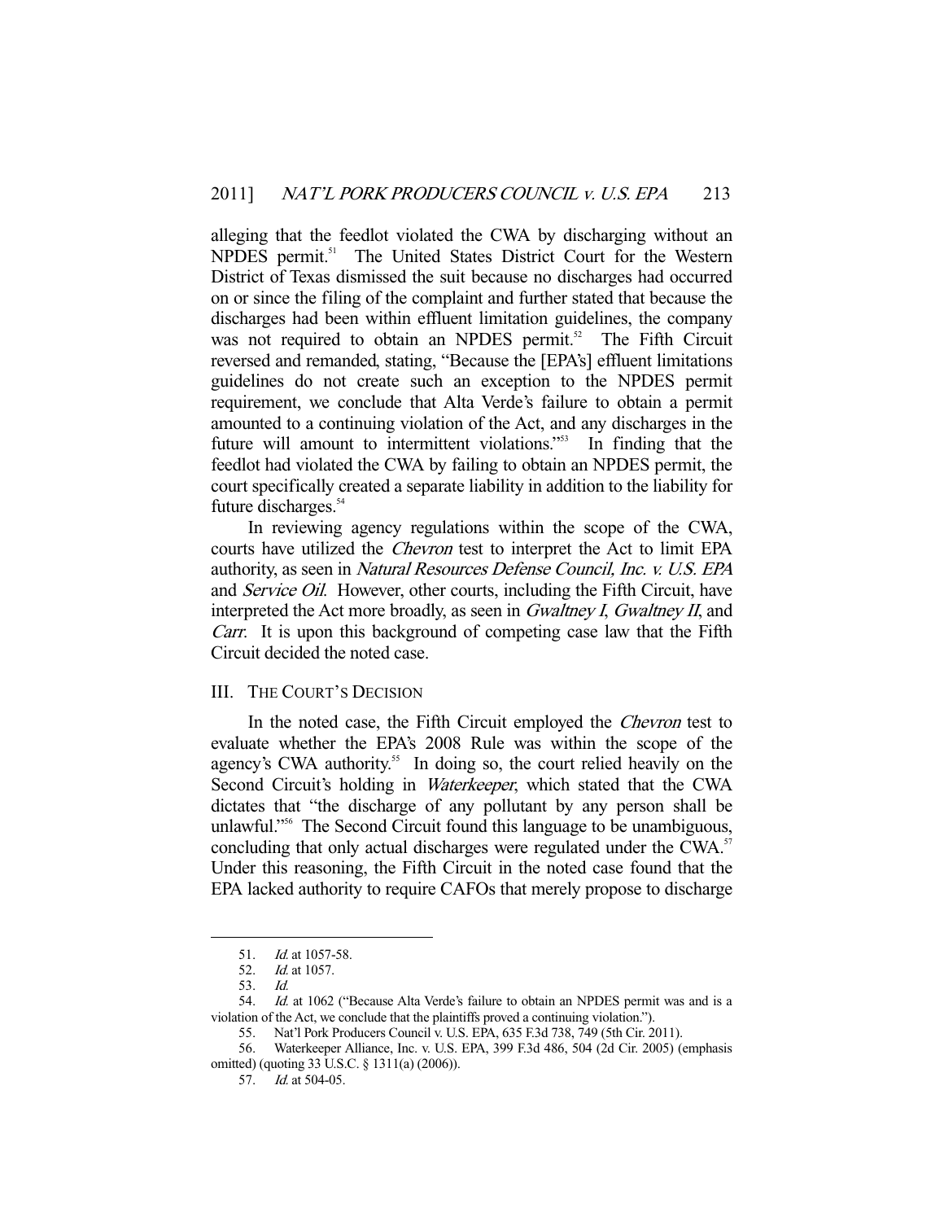alleging that the feedlot violated the CWA by discharging without an NPDES permit.[51] The United States District Court for the Western District of Texas dismissed the suit because no discharges had occurred on or since the filing of the complaint and further stated that because the discharges had been within effluent limitation guidelines, the company was not required to obtain an NPDES permit.[52] The Fifth Circuit reversed and remanded, stating, "Because the [EPA's] effluent limitations guidelines do not create such an exception to the NPDES permit requirement, we conclude that Alta Verde's failure to obtain a permit amounted to a continuing violation of the Act, and any discharges in the future will amount to intermittent violations."[53] In finding that the feedlot had violated the CWA by failing to obtain an NPDES permit, the court specifically created a separate liability in addition to the liability for future discharges.[54]

In reviewing agency regulations within the scope of the CWA, courts have utilized the *Chevron* test to interpret the Act to limit EPA authority, as seen in *Natural Resources Defense Council, Inc. v. U.S. EPA* and *Service Oil*. However, other courts, including the Fifth Circuit, have interpreted the Act more broadly, as seen in *Gwaltney I*, *Gwaltney II*, and *Carr*. It is upon this background of competing case law that the Fifth Circuit decided the noted case.

## III. THE COURT'S DECISION

In the noted case, the Fifth Circuit employed the *Chevron* test to evaluate whether the EPA's 2008 Rule was within the scope of the agency's CWA authority.[55] In doing so, the court relied heavily on the Second Circuit's holding in *Waterkeeper*, which stated that the CWA dictates that "the discharge of any pollutant by any person shall be unlawful."[56] The Second Circuit found this language to be unambiguous, concluding that only actual discharges were regulated under the CWA.[57] Under this reasoning, the Fifth Circuit in the noted case found that the EPA lacked authority to require CAFOs that merely propose to discharge

---

51. *Id.* at 1057-58.

52. *Id.* at 1057.

53. *Id.*

54. *Id.* at 1062 ("Because Alta Verde's failure to obtain an NPDES permit was and is a violation of the Act, we conclude that the plaintiffs proved a continuing violation.").

55. Nat'l Pork Producers Council v. U.S. EPA, 635 F.3d 738, 749 (5th Cir. 2011).

56. Waterkeeper Alliance, Inc. v. U.S. EPA, 399 F.3d 486, 504 (2d Cir. 2005) (emphasis omitted) (quoting 33 U.S.C. § 1311(a) (2006)).

57. *Id.* at 504-05.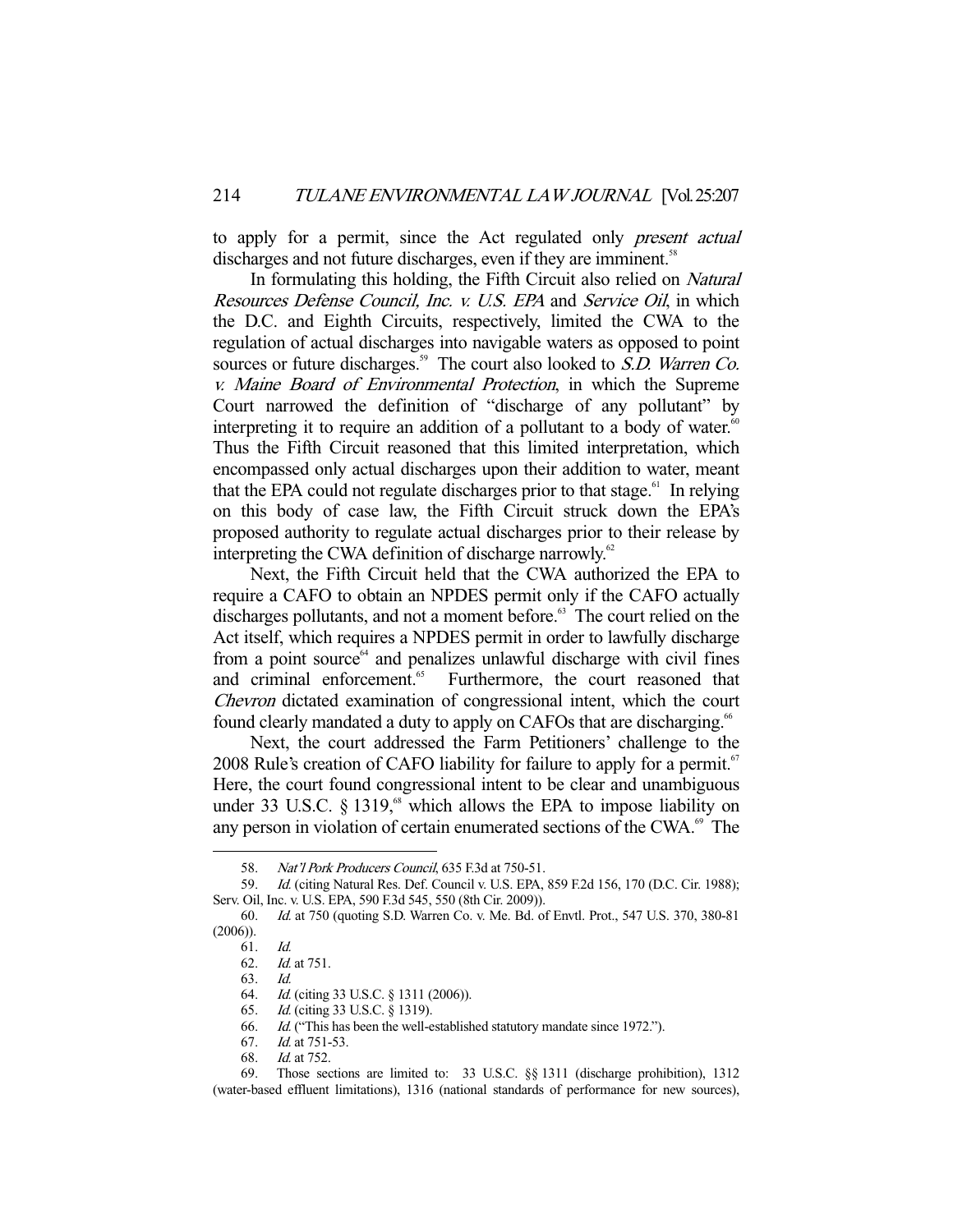to apply for a permit, since the Act regulated only *present actual* discharges and not future discharges, even if they are imminent.[58]

In formulating this holding, the Fifth Circuit also relied on *Natural Resources Defense Council, Inc. v. U.S. EPA* and *Service Oil*, in which the D.C. and Eighth Circuits, respectively, limited the CWA to the regulation of actual discharges into navigable waters as opposed to point sources or future discharges.[59] The court also looked to *S.D. Warren Co. v. Maine Board of Environmental Protection*, in which the Supreme Court narrowed the definition of "discharge of any pollutant" by interpreting it to require an addition of a pollutant to a body of water.[60] Thus the Fifth Circuit reasoned that this limited interpretation, which encompassed only actual discharges upon their addition to water, meant that the EPA could not regulate discharges prior to that stage.[61] In relying on this body of case law, the Fifth Circuit struck down the EPA's proposed authority to regulate actual discharges prior to their release by interpreting the CWA definition of discharge narrowly.[62]

Next, the Fifth Circuit held that the CWA authorized the EPA to require a CAFO to obtain an NPDES permit only if the CAFO actually discharges pollutants, and not a moment before.[63] The court relied on the Act itself, which requires a NPDES permit in order to lawfully discharge from a point source[64] and penalizes unlawful discharge with civil fines and criminal enforcement.[65] Furthermore, the court reasoned that *Chevron* dictated examination of congressional intent, which the court found clearly mandated a duty to apply on CAFOs that are discharging.[66]

Next, the court addressed the Farm Petitioners' challenge to the 2008 Rule's creation of CAFO liability for failure to apply for a permit.[67] Here, the court found congressional intent to be clear and unambiguous under 33 U.S.C. § 1319,[68] which allows the EPA to impose liability on any person in violation of certain enumerated sections of the CWA.[69] The

---

58. *Nat'l Pork Producers Council*, 635 F.3d at 750-51.

59. *Id.* (citing Natural Res. Def. Council v. U.S. EPA, 859 F.2d 156, 170 (D.C. Cir. 1988); Serv. Oil, Inc. v. U.S. EPA, 590 F.3d 545, 550 (8th Cir. 2009)).

60. *Id.* at 750 (quoting S.D. Warren Co. v. Me. Bd. of Envtl. Prot., 547 U.S. 370, 380-81 (2006)).

61. *Id.*

62. *Id.* at 751.

63. *Id.*

64. *Id.* (citing 33 U.S.C. § 1311 (2006)).

65. *Id.* (citing 33 U.S.C. § 1319).

66. *Id.* ("This has been the well-established statutory mandate since 1972.").

67. *Id.* at 751-53.

68. *Id.* at 752.

69. Those sections are limited to: 33 U.S.C. §§ 1311 (discharge prohibition), 1312 (water-based effluent limitations), 1316 (national standards of performance for new sources),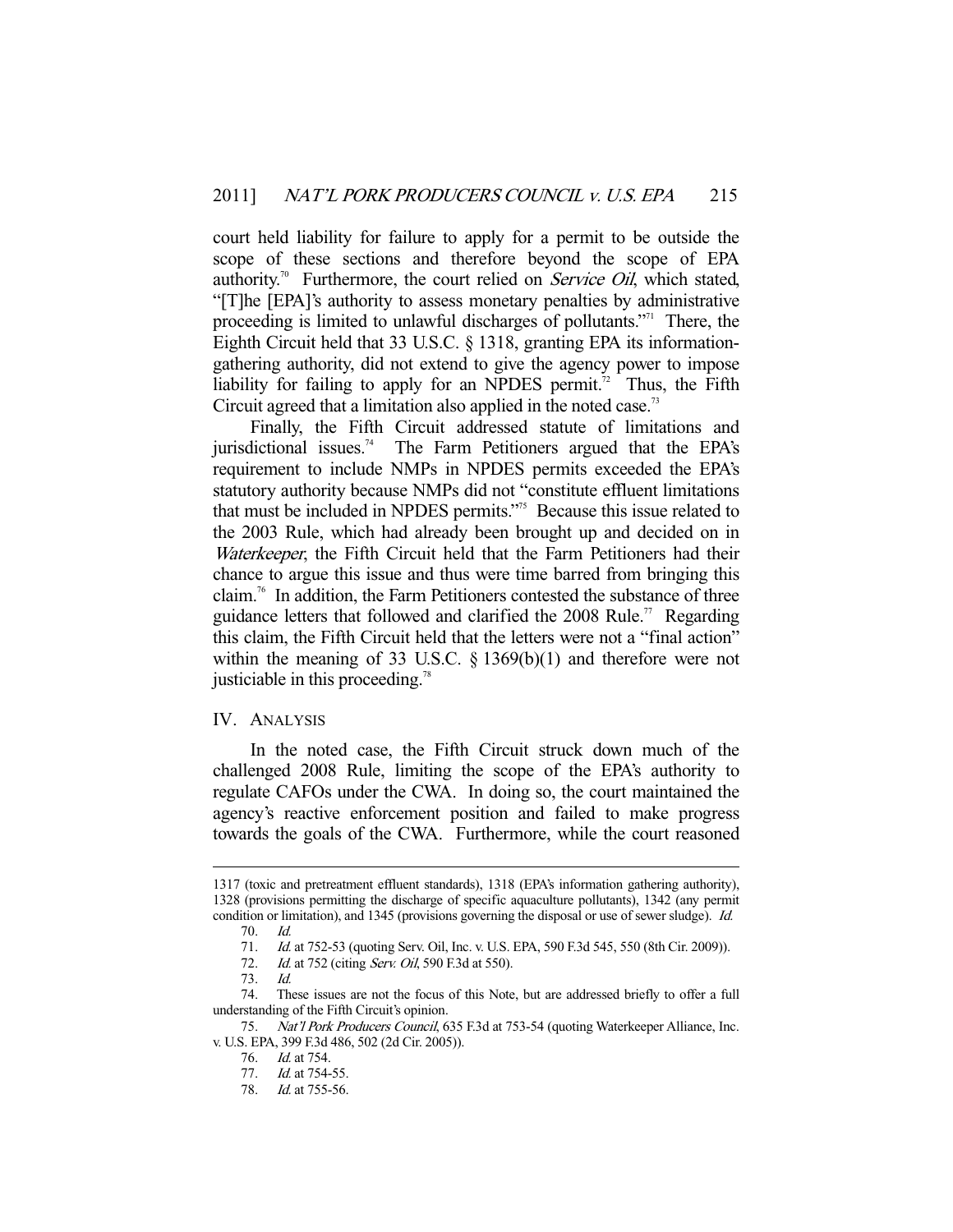court held liability for failure to apply for a permit to be outside the scope of these sections and therefore beyond the scope of EPA authority.[70] Furthermore, the court relied on *Service Oil*, which stated, "[T]he [EPA]'s authority to assess monetary penalties by administrative proceeding is limited to unlawful discharges of pollutants."[71] There, the Eighth Circuit held that 33 U.S.C. § 1318, granting EPA its information-gathering authority, did not extend to give the agency power to impose liability for failing to apply for an NPDES permit.[72] Thus, the Fifth Circuit agreed that a limitation also applied in the noted case.[73]

Finally, the Fifth Circuit addressed statute of limitations and jurisdictional issues.[74] The Farm Petitioners argued that the EPA's requirement to include NMPs in NPDES permits exceeded the EPA's statutory authority because NMPs did not "constitute effluent limitations that must be included in NPDES permits."[75] Because this issue related to the 2003 Rule, which had already been brought up and decided on in *Waterkeeper*, the Fifth Circuit held that the Farm Petitioners had their chance to argue this issue and thus were time barred from bringing this claim.[76] In addition, the Farm Petitioners contested the substance of three guidance letters that followed and clarified the 2008 Rule.[77] Regarding this claim, the Fifth Circuit held that the letters were not a "final action" within the meaning of 33 U.S.C. § 1369(b)(1) and therefore were not justiciable in this proceeding.[78]

## IV. Analysis

In the noted case, the Fifth Circuit struck down much of the challenged 2008 Rule, limiting the scope of the EPA's authority to regulate CAFOs under the CWA. In doing so, the court maintained the agency's reactive enforcement position and failed to make progress towards the goals of the CWA. Furthermore, while the court reasoned

---

1317 (toxic and pretreatment effluent standards), 1318 (EPA's information gathering authority), 1328 (provisions permitting the discharge of specific aquaculture pollutants), 1342 (any permit condition or limitation), and 1345 (provisions governing the disposal or use of sewer sludge). *Id.*

70. *Id.*

71. *Id.* at 752-53 (quoting Serv. Oil, Inc. v. U.S. EPA, 590 F.3d 545, 550 (8th Cir. 2009)).

72. *Id.* at 752 (citing *Serv. Oil*, 590 F.3d at 550).

73. *Id.*

74. These issues are not the focus of this Note, but are addressed briefly to offer a full understanding of the Fifth Circuit's opinion.

75. *Nat'l Pork Producers Council*, 635 F.3d at 753-54 (quoting Waterkeeper Alliance, Inc. v. U.S. EPA, 399 F.3d 486, 502 (2d Cir. 2005)).

76. *Id.* at 754.

77. *Id.* at 754-55.

78. *Id.* at 755-56.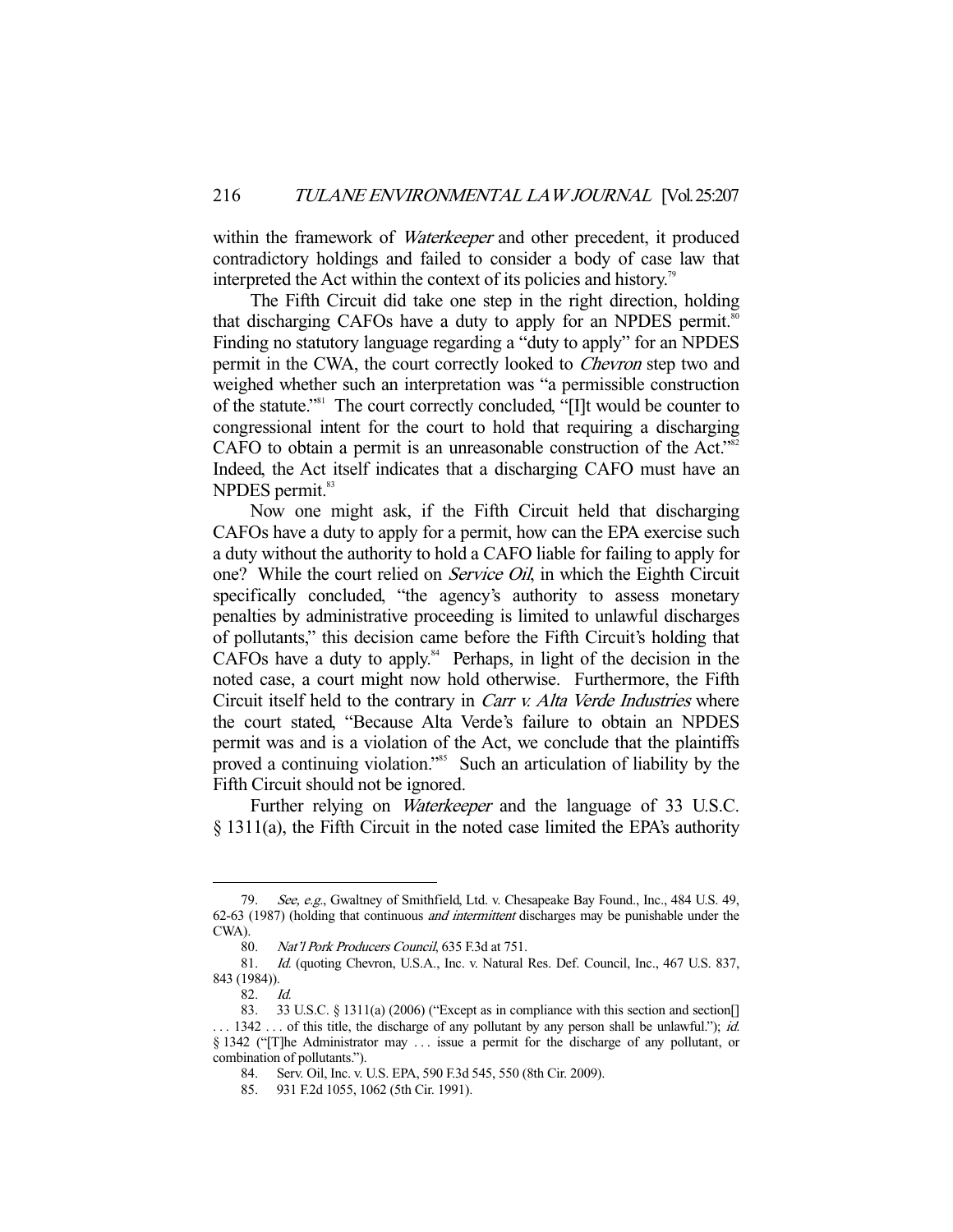within the framework of *Waterkeeper* and other precedent, it produced contradictory holdings and failed to consider a body of case law that interpreted the Act within the context of its policies and history.[79]

The Fifth Circuit did take one step in the right direction, holding that discharging CAFOs have a duty to apply for an NPDES permit.[80] Finding no statutory language regarding a "duty to apply" for an NPDES permit in the CWA, the court correctly looked to *Chevron* step two and weighed whether such an interpretation was "a permissible construction of the statute."[81] The court correctly concluded, "[I]t would be counter to congressional intent for the court to hold that requiring a discharging CAFO to obtain a permit is an unreasonable construction of the Act."[82] Indeed, the Act itself indicates that a discharging CAFO must have an NPDES permit.[83]

Now one might ask, if the Fifth Circuit held that discharging CAFOs have a duty to apply for a permit, how can the EPA exercise such a duty without the authority to hold a CAFO liable for failing to apply for one? While the court relied on *Service Oil*, in which the Eighth Circuit specifically concluded, "the agency's authority to assess monetary penalties by administrative proceeding is limited to unlawful discharges of pollutants," this decision came before the Fifth Circuit's holding that CAFOs have a duty to apply.[84] Perhaps, in light of the decision in the noted case, a court might now hold otherwise. Furthermore, the Fifth Circuit itself held to the contrary in *Carr v. Alta Verde Industries* where the court stated, "Because Alta Verde's failure to obtain an NPDES permit was and is a violation of the Act, we conclude that the plaintiffs proved a continuing violation."[85] Such an articulation of liability by the Fifth Circuit should not be ignored.

Further relying on *Waterkeeper* and the language of 33 U.S.C. § 1311(a), the Fifth Circuit in the noted case limited the EPA's authority

---

79. *See, e.g.*, Gwaltney of Smithfield, Ltd. v. Chesapeake Bay Found., Inc., 484 U.S. 49, 62-63 (1987) (holding that continuous *and intermittent* discharges may be punishable under the CWA).

80. *Nat'l Pork Producers Council*, 635 F.3d at 751.

81. *Id.* (quoting Chevron, U.S.A., Inc. v. Natural Res. Def. Council, Inc., 467 U.S. 837, 843 (1984)).

82. *Id.*

83. 33 U.S.C. § 1311(a) (2006) ("Except as in compliance with this section and section[] . . . 1342 . . . of this title, the discharge of any pollutant by any person shall be unlawful."); *id.* § 1342 ("[T]he Administrator may . . . issue a permit for the discharge of any pollutant, or combination of pollutants.").

84. Serv. Oil, Inc. v. U.S. EPA, 590 F.3d 545, 550 (8th Cir. 2009).

85. 931 F.2d 1055, 1062 (5th Cir. 1991).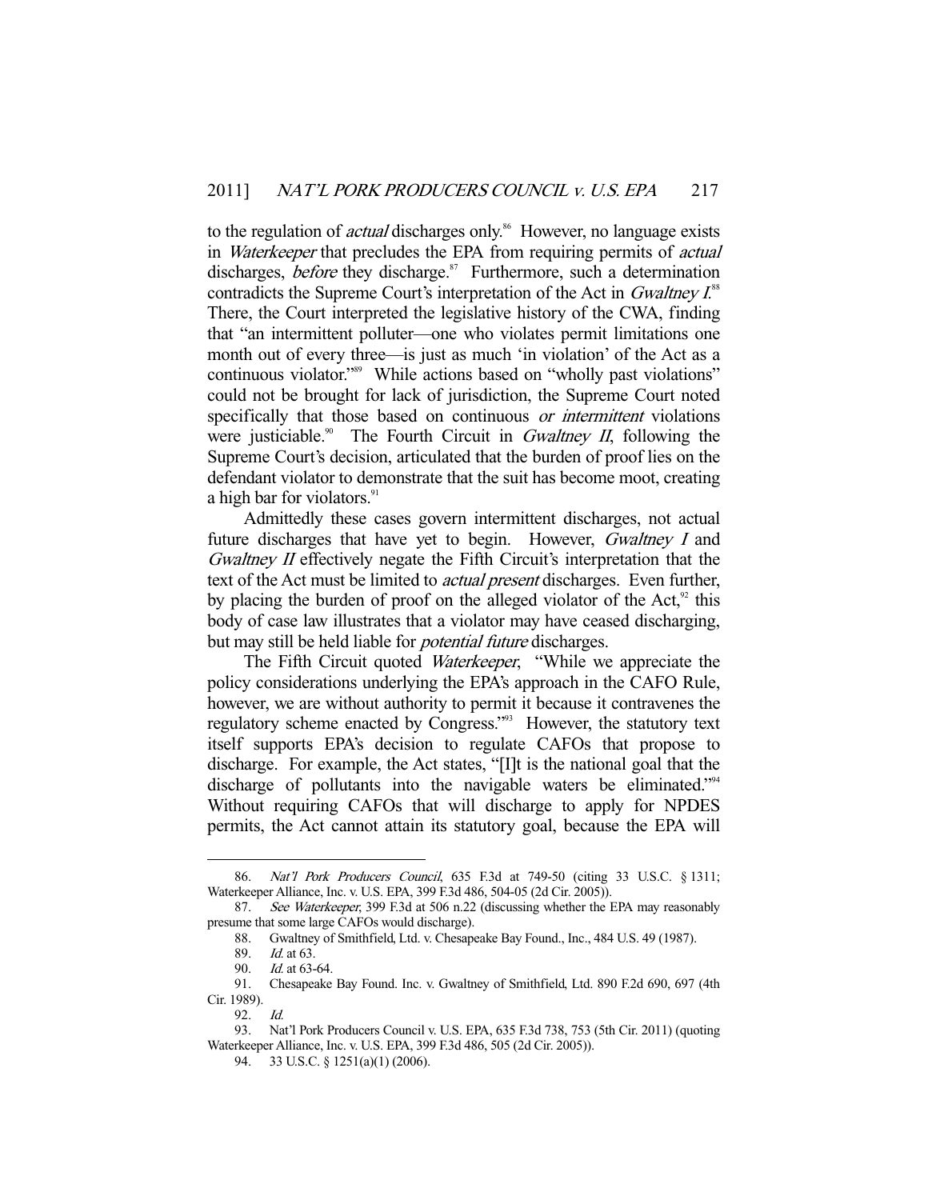to the regulation of *actual* discharges only.[86] However, no language exists in *Waterkeeper* that precludes the EPA from requiring permits of *actual* discharges, *before* they discharge.[87] Furthermore, such a determination contradicts the Supreme Court's interpretation of the Act in *Gwaltney I*.[88] There, the Court interpreted the legislative history of the CWA, finding that "an intermittent polluter—one who violates permit limitations one month out of every three—is just as much 'in violation' of the Act as a continuous violator."[89] While actions based on "wholly past violations" could not be brought for lack of jurisdiction, the Supreme Court noted specifically that those based on continuous *or intermittent* violations were justiciable.[90] The Fourth Circuit in *Gwaltney II*, following the Supreme Court's decision, articulated that the burden of proof lies on the defendant violator to demonstrate that the suit has become moot, creating a high bar for violators.[91]

Admittedly these cases govern intermittent discharges, not actual future discharges that have yet to begin. However, *Gwaltney I* and *Gwaltney II* effectively negate the Fifth Circuit's interpretation that the text of the Act must be limited to *actual present* discharges. Even further, by placing the burden of proof on the alleged violator of the Act,[92] this body of case law illustrates that a violator may have ceased discharging, but may still be held liable for *potential future* discharges.

The Fifth Circuit quoted *Waterkeeper*, "While we appreciate the policy considerations underlying the EPA's approach in the CAFO Rule, however, we are without authority to permit it because it contravenes the regulatory scheme enacted by Congress."[93] However, the statutory text itself supports EPA's decision to regulate CAFOs that propose to discharge. For example, the Act states, "[I]t is the national goal that the discharge of pollutants into the navigable waters be eliminated."[94] Without requiring CAFOs that will discharge to apply for NPDES permits, the Act cannot attain its statutory goal, because the EPA will

---

86. *Nat'l Pork Producers Council*, 635 F.3d at 749-50 (citing 33 U.S.C. § 1311; Waterkeeper Alliance, Inc. v. U.S. EPA, 399 F.3d 486, 504-05 (2d Cir. 2005)).

87. *See Waterkeeper*, 399 F.3d at 506 n.22 (discussing whether the EPA may reasonably presume that some large CAFOs would discharge).

88. Gwaltney of Smithfield, Ltd. v. Chesapeake Bay Found., Inc., 484 U.S. 49 (1987).

89. *Id.* at 63.

90. *Id.* at 63-64.

91. Chesapeake Bay Found. Inc. v. Gwaltney of Smithfield, Ltd. 890 F.2d 690, 697 (4th Cir. 1989).

92. *Id.*

93. Nat'l Pork Producers Council v. U.S. EPA, 635 F.3d 738, 753 (5th Cir. 2011) (quoting Waterkeeper Alliance, Inc. v. U.S. EPA, 399 F.3d 486, 505 (2d Cir. 2005)).

94. 33 U.S.C. § 1251(a)(1) (2006).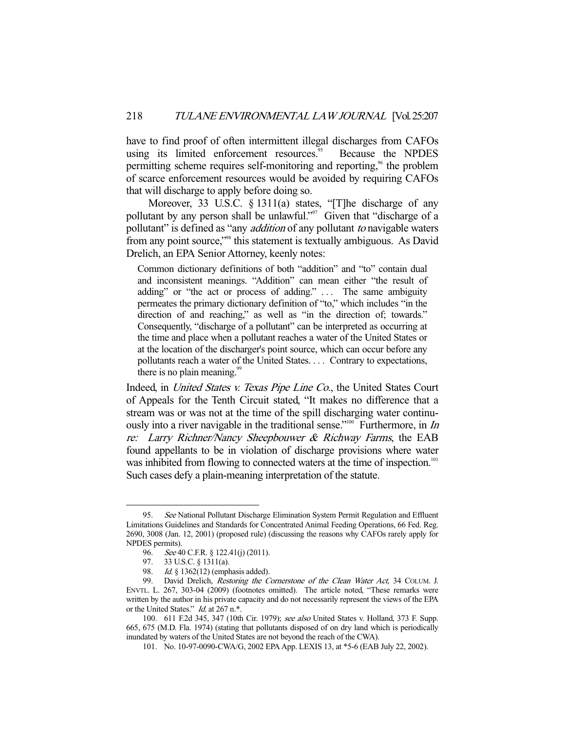have to find proof of often intermittent illegal discharges from CAFOs using its limited enforcement resources.[95] Because the NPDES permitting scheme requires self-monitoring and reporting,[96] the problem of scarce enforcement resources would be avoided by requiring CAFOs that will discharge to apply before doing so.

Moreover, 33 U.S.C. § 1311(a) states, "[T]he discharge of any pollutant by any person shall be unlawful."[97] Given that "discharge of a pollutant" is defined as "any *addition* of any pollutant *to* navigable waters from any point source,"[98] this statement is textually ambiguous. As David Drelich, an EPA Senior Attorney, keenly notes:

> Common dictionary definitions of both "addition" and "to" contain dual and inconsistent meanings. "Addition" can mean either "the result of adding" or "the act or process of adding." . . . The same ambiguity permeates the primary dictionary definition of "to," which includes "in the direction of and reaching," as well as "in the direction of; towards." Consequently, "discharge of a pollutant" can be interpreted as occurring at the time and place when a pollutant reaches a water of the United States or at the location of the discharger's point source, which can occur before any pollutants reach a water of the United States. . . . Contrary to expectations, there is no plain meaning.[99]

Indeed, in *United States v. Texas Pipe Line Co.*, the United States Court of Appeals for the Tenth Circuit stated, "It makes no difference that a stream was or was not at the time of the spill discharging water continuously into a river navigable in the traditional sense."[100] Furthermore, in *In re: Larry Richner/Nancy Sheepbouwer & Richway Farms*, the EAB found appellants to be in violation of discharge provisions where water was inhibited from flowing to connected waters at the time of inspection.[101] Such cases defy a plain-meaning interpretation of the statute.

---

95. *See* National Pollutant Discharge Elimination System Permit Regulation and Effluent Limitations Guidelines and Standards for Concentrated Animal Feeding Operations, 66 Fed. Reg. 2690, 3008 (Jan. 12, 2001) (proposed rule) (discussing the reasons why CAFOs rarely apply for NPDES permits).

96. *See* 40 C.F.R. § 122.41(j) (2011).

97. 33 U.S.C. § 1311(a).

98. *Id.* § 1362(12) (emphasis added).

99. David Drelich, *Restoring the Cornerstone of the Clean Water Act*, 34 COLUM. J. ENVTL. L. 267, 303-04 (2009) (footnotes omitted). The article noted, "These remarks were written by the author in his private capacity and do not necessarily represent the views of the EPA or the United States." *Id.* at 267 n.*.

100. 611 F.2d 345, 347 (10th Cir. 1979); *see also* United States v. Holland, 373 F. Supp. 665, 675 (M.D. Fla. 1974) (stating that pollutants disposed of on dry land which is periodically inundated by waters of the United States are not beyond the reach of the CWA).

101. No. 10-97-0090-CWA/G, 2002 EPA App. LEXIS 13, at *5-6 (EAB July 22, 2002).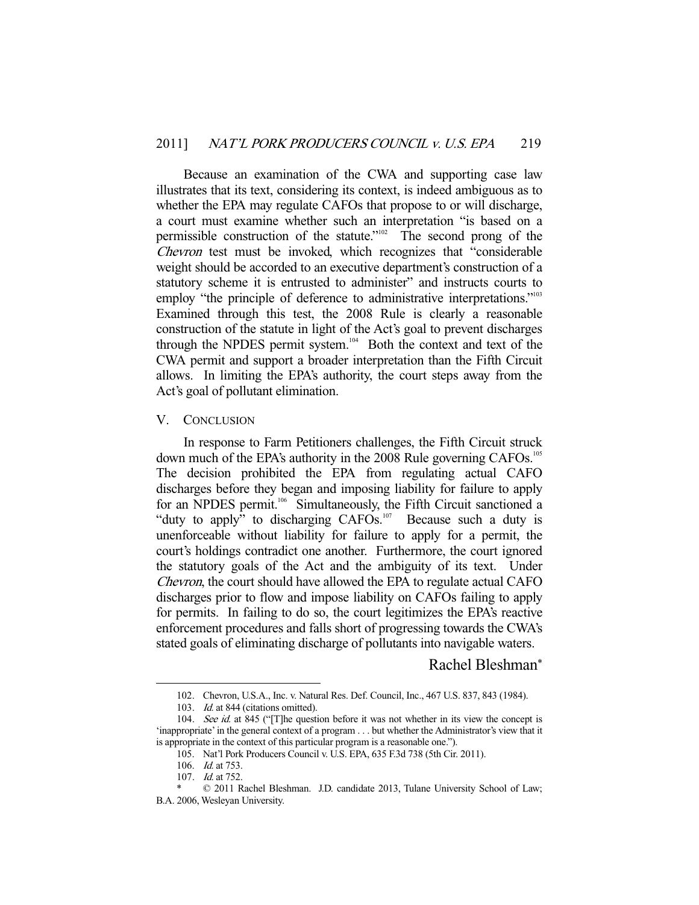Because an examination of the CWA and supporting case law illustrates that its text, considering its context, is indeed ambiguous as to whether the EPA may regulate CAFOs that propose to or will discharge, a court must examine whether such an interpretation "is based on a permissible construction of the statute."[102] The second prong of the *Chevron* test must be invoked, which recognizes that "considerable weight should be accorded to an executive department's construction of a statutory scheme it is entrusted to administer" and instructs courts to employ "the principle of deference to administrative interpretations."[103] Examined through this test, the 2008 Rule is clearly a reasonable construction of the statute in light of the Act's goal to prevent discharges through the NPDES permit system.[104] Both the context and text of the CWA permit and support a broader interpretation than the Fifth Circuit allows. In limiting the EPA's authority, the court steps away from the Act's goal of pollutant elimination.

## V. CONCLUSION

In response to Farm Petitioners challenges, the Fifth Circuit struck down much of the EPA's authority in the 2008 Rule governing CAFOs.[105] The decision prohibited the EPA from regulating actual CAFO discharges before they began and imposing liability for failure to apply for an NPDES permit.[106] Simultaneously, the Fifth Circuit sanctioned a "duty to apply" to discharging CAFOs.[107] Because such a duty is unenforceable without liability for failure to apply for a permit, the court's holdings contradict one another. Furthermore, the court ignored the statutory goals of the Act and the ambiguity of its text. Under *Chevron*, the court should have allowed the EPA to regulate actual CAFO discharges prior to flow and impose liability on CAFOs failing to apply for permits. In failing to do so, the court legitimizes the EPA's reactive enforcement procedures and falls short of progressing towards the CWA's stated goals of eliminating discharge of pollutants into navigable waters.

Rachel Bleshman*

---

102. Chevron, U.S.A., Inc. v. Natural Res. Def. Council, Inc., 467 U.S. 837, 843 (1984).

103. *Id.* at 844 (citations omitted).

104. *See id.* at 845 ("[T]he question before it was not whether in its view the concept is 'inappropriate' in the general context of a program . . . but whether the Administrator's view that it is appropriate in the context of this particular program is a reasonable one.").

105. Nat'l Pork Producers Council v. U.S. EPA, 635 F.3d 738 (5th Cir. 2011).

106. *Id.* at 753.

107. *Id.* at 752.

\* © 2011 Rachel Bleshman. J.D. candidate 2013, Tulane University School of Law; B.A. 2006, Wesleyan University.